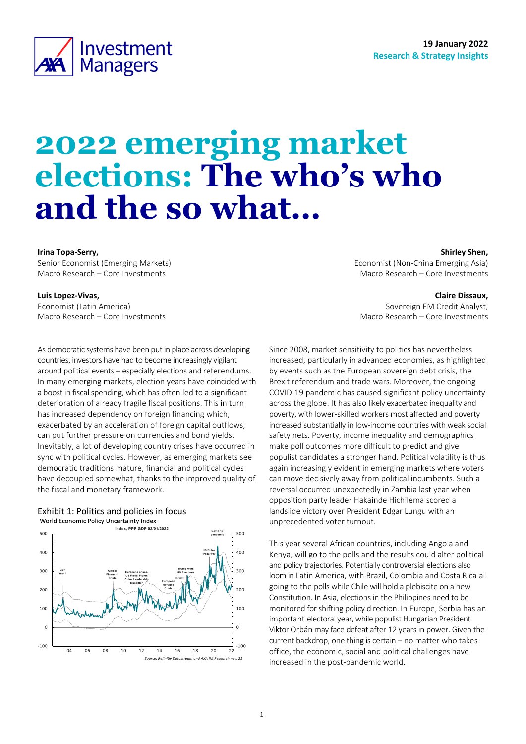19 January 2022
**Research & Strategy Insights**

# 2022 emerging market elections: The who's who and the so what...

**Irina Topa-Serry,**
Senior Economist (Emerging Markets)
Macro Research – Core Investments

**Luis Lopez-Vivas,**
Economist (Latin America)
Macro Research – Core Investments

**Shirley Shen,**
Economist (Non-China Emerging Asia)
Macro Research – Core Investments

**Claire Dissaux,**
Sovereign EM Credit Analyst,
Macro Research – Core Investments

As democratic systems have been put in place across developing countries, investors have had to become increasingly vigilant around political events – especially elections and referendums. In many emerging markets, election years have coincided with a boost in fiscal spending, which has often led to a significant deterioration of already fragile fiscal positions. This in turn has increased dependency on foreign financing which, exacerbated by an acceleration of foreign capital outflows, can put further pressure on currencies and bond yields. Inevitably, a lot of developing country crises have occurred in sync with political cycles. However, as emerging markets see democratic traditions mature, financial and political cycles have decoupled somewhat, thanks to the improved quality of the fiscal and monetary framework.

Exhibit 1: Politics and policies in focus

World Economic Policy Uncertainty Index

Index, PPP GDP 02/01/2022

Source: Refinitiv Datastream and AXA IM Research nov. 21

Since 2008, market sensitivity to politics has nevertheless increased, particularly in advanced economies, as highlighted by events such as the European sovereign debt crisis, the Brexit referendum and trade wars. Moreover, the ongoing COVID-19 pandemic has caused significant policy uncertainty across the globe. It has also likely exacerbated inequality and poverty, with lower-skilled workers most affected and poverty increased substantially in low-income countries with weak social safety nets. Poverty, income inequality and demographics make poll outcomes more difficult to predict and give populist candidates a stronger hand. Political volatility is thus again increasingly evident in emerging markets where voters can move decisively away from political incumbents. Such a reversal occurred unexpectedly in Zambia last year when opposition party leader Hakainde Hichilema scored a landslide victory over President Edgar Lungu with an unprecedented voter turnout.

This year several African countries, including Angola and Kenya, will go to the polls and the results could alter political and policy trajectories. Potentially controversial elections also loom in Latin America, with Brazil, Colombia and Costa Rica all going to the polls while Chile will hold a plebiscite on a new Constitution. In Asia, elections in the Philippines need to be monitored for shifting policy direction. In Europe, Serbia has an important electoral year, while populist Hungarian President Viktor Orbán may face defeat after 12 years in power. Given the current backdrop, one thing is certain – no matter who takes office, the economic, social and political challenges have increased in the post-pandemic world.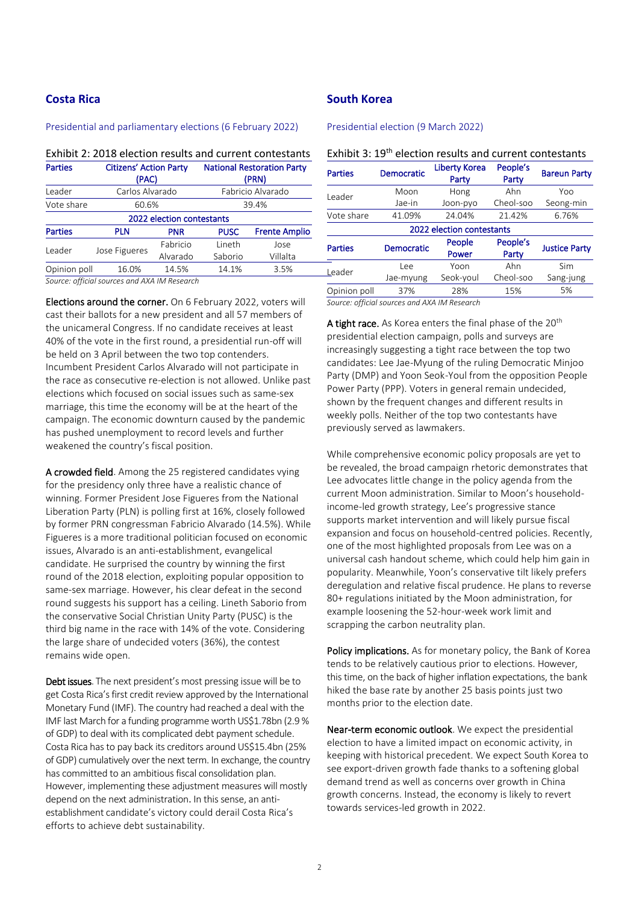## Costa Rica

### Presidential and parliamentary elections (6 February 2022)

Exhibit 2: 2018 election results and current contestants

| Parties | Citizens' Action Party (PAC) | | National Restoration Party (PRN) | |
|---|---|---|---|---|
| Leader | Carlos Alvarado | | Fabricio Alvarado | |
| Vote share | 60.6% | | 39.4% | |
| **2022 election contestants** | | | | |
| Parties | PLN | PNR | PUSC | Frente Amplio |
| Leader | Jose Figueres | Fabricio Alvarado | Lineth Saborio | Jose Villalta |
| Opinion poll | 16.0% | 14.5% | 14.1% | 3.5% |

*Source: official sources and AXA IM Research*

**Elections around the corner.** On 6 February 2022, voters will cast their ballots for a new president and all 57 members of the unicameral Congress. If no candidate receives at least 40% of the vote in the first round, a presidential run-off will be held on 3 April between the two top contenders. Incumbent President Carlos Alvarado will not participate in the race as consecutive re-election is not allowed. Unlike past elections which focused on social issues such as same-sex marriage, this time the economy will be at the heart of the campaign. The economic downturn caused by the pandemic has pushed unemployment to record levels and further weakened the country's fiscal position.

**A crowded field**. Among the 25 registered candidates vying for the presidency only three have a realistic chance of winning. Former President Jose Figueres from the National Liberation Party (PLN) is polling first at 16%, closely followed by former PRN congressman Fabricio Alvarado (14.5%). While Figueres is a more traditional politician focused on economic issues, Alvarado is an anti-establishment, evangelical candidate. He surprised the country by winning the first round of the 2018 election, exploiting popular opposition to same-sex marriage. However, his clear defeat in the second round suggests his support has a ceiling. Lineth Saborio from the conservative Social Christian Unity Party (PUSC) is the third big name in the race with 14% of the vote. Considering the large share of undecided voters (36%), the contest remains wide open.

**Debt issues**. The next president's most pressing issue will be to get Costa Rica's first credit review approved by the International Monetary Fund (IMF). The country had reached a deal with the IMF last March for a funding programme worth US$1.78bn (2.9 % of GDP) to deal with its complicated debt payment schedule. Costa Rica has to pay back its creditors around US$15.4bn (25% of GDP) cumulatively over the next term. In exchange, the country has committed to an ambitious fiscal consolidation plan. However, implementing these adjustment measures will mostly depend on the next administration. In this sense, an anti-establishment candidate's victory could derail Costa Rica's efforts to achieve debt sustainability.

## South Korea

### Presidential election (9 March 2022)

Exhibit 3: 19th election results and current contestants

| Parties | Democratic | Liberty Korea Party | People's Party | Bareun Party |
|---|---|---|---|---|
| Leader | Moon Jae-in | Hong Joon-pyo | Ahn Cheol-soo | Yoo Seong-min |
| Vote share | 41.09% | 24.04% | 21.42% | 6.76% |
| **2022 election contestants** | | | | |
| Parties | Democratic | People Power | People's Party | Justice Party |
| Leader | Lee Jae-myung | Yoon Seok-youl | Ahn Cheol-soo | Sim Sang-jung |
| Opinion poll | 37% | 28% | 15% | 5% |

*Source: official sources and AXA IM Research*

**A tight race.** As Korea enters the final phase of the 20th presidential election campaign, polls and surveys are increasingly suggesting a tight race between the top two candidates: Lee Jae-Myung of the ruling Democratic Minjoo Party (DMP) and Yoon Seok-Youl from the opposition People Power Party (PPP). Voters in general remain undecided, shown by the frequent changes and different results in weekly polls. Neither of the top two contestants have previously served as lawmakers.

While comprehensive economic policy proposals are yet to be revealed, the broad campaign rhetoric demonstrates that Lee advocates little change in the policy agenda from the current Moon administration. Similar to Moon's household-income-led growth strategy, Lee's progressive stance supports market intervention and will likely pursue fiscal expansion and focus on household-centred policies. Recently, one of the most highlighted proposals from Lee was on a universal cash handout scheme, which could help him gain in popularity. Meanwhile, Yoon's conservative tilt likely prefers deregulation and relative fiscal prudence. He plans to reverse 80+ regulations initiated by the Moon administration, for example loosening the 52-hour-week work limit and scrapping the carbon neutrality plan.

**Policy implications.** As for monetary policy, the Bank of Korea tends to be relatively cautious prior to elections. However, this time, on the back of higher inflation expectations, the bank hiked the base rate by another 25 basis points just two months prior to the election date.

**Near-term economic outlook**. We expect the presidential election to have a limited impact on economic activity, in keeping with historical precedent. We expect South Korea to see export-driven growth fade thanks to a softening global demand trend as well as concerns over growth in China growth concerns. Instead, the economy is likely to revert towards services-led growth in 2022.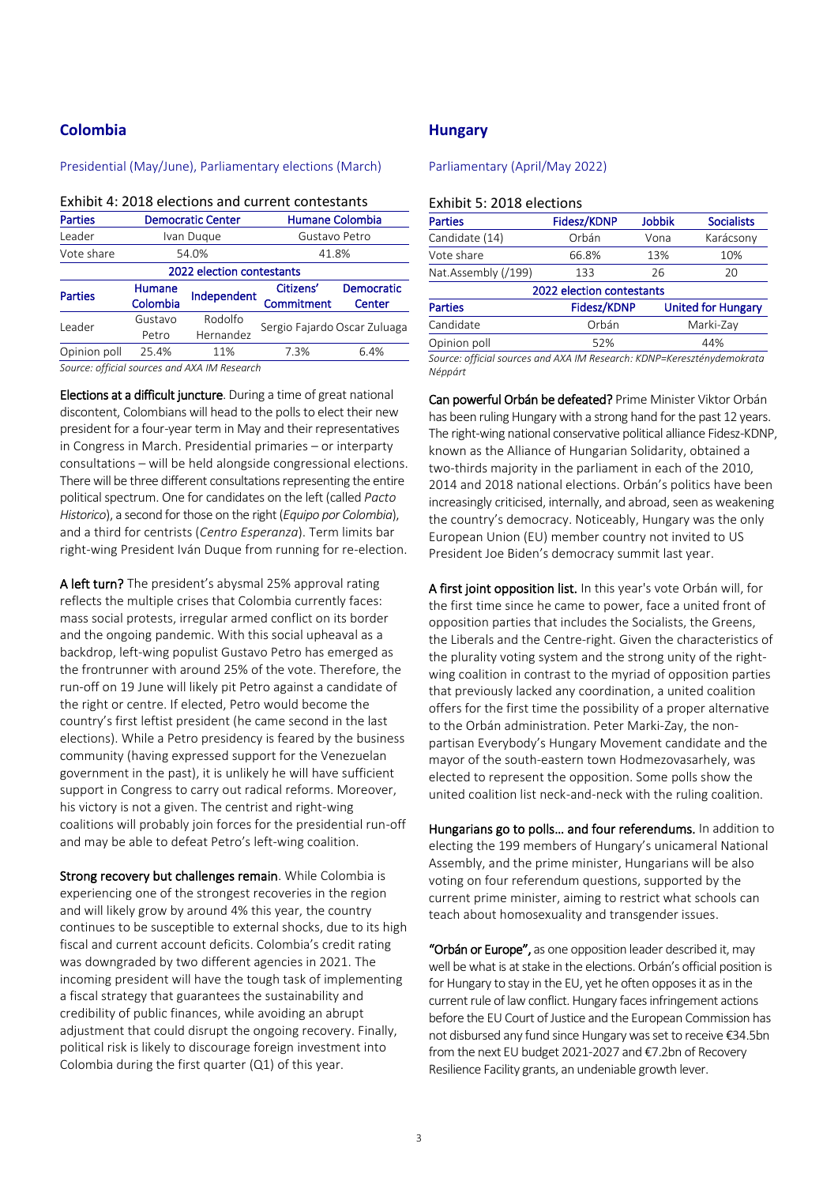## Colombia

Presidential (May/June), Parliamentary elections (March)

Exhibit 4: 2018 elections and current contestants

| Parties | Democratic Center | | Humane Colombia | |
|---|---|---|---|---|
| Leader | Ivan Duque | | Gustavo Petro | |
| Vote share | 54.0% | | 41.8% | |
| **2022 election contestants** | | | | |
| **Parties** | **Humane Colombia** | **Independent** | **Citizens' Commitment** | **Democratic Center** |
| Leader | Gustavo Petro | Rodolfo Hernandez | Sergio Fajardo | Oscar Zuluaga |
| Opinion poll | 25.4% | 11% | 7.3% | 6.4% |

*Source: official sources and AXA IM Research*

**Elections at a difficult juncture**. During a time of great national discontent, Colombians will head to the polls to elect their new president for a four-year term in May and their representatives in Congress in March. Presidential primaries – or interparty consultations – will be held alongside congressional elections. There will be three different consultations representing the entire political spectrum. One for candidates on the left (called *Pacto Historico*), a second for those on the right (*Equipo por Colombia*), and a third for centrists (*Centro Esperanza*). Term limits bar right-wing President Iván Duque from running for re-election.

**A left turn?** The president's abysmal 25% approval rating reflects the multiple crises that Colombia currently faces: mass social protests, irregular armed conflict on its border and the ongoing pandemic. With this social upheaval as a backdrop, left-wing populist Gustavo Petro has emerged as the frontrunner with around 25% of the vote. Therefore, the run-off on 19 June will likely pit Petro against a candidate of the right or centre. If elected, Petro would become the country's first leftist president (he came second in the last elections). While a Petro presidency is feared by the business community (having expressed support for the Venezuelan government in the past), it is unlikely he will have sufficient support in Congress to carry out radical reforms. Moreover, his victory is not a given. The centrist and right-wing coalitions will probably join forces for the presidential run-off and may be able to defeat Petro's left-wing coalition.

**Strong recovery but challenges remain**. While Colombia is experiencing one of the strongest recoveries in the region and will likely grow by around 4% this year, the country continues to be susceptible to external shocks, due to its high fiscal and current account deficits. Colombia's credit rating was downgraded by two different agencies in 2021. The incoming president will have the tough task of implementing a fiscal strategy that guarantees the sustainability and credibility of public finances, while avoiding an abrupt adjustment that could disrupt the ongoing recovery. Finally, political risk is likely to discourage foreign investment into Colombia during the first quarter (Q1) of this year.

## Hungary

Parliamentary (April/May 2022)

Exhibit 5: 2018 elections

| Parties | Fidesz/KDNP | Jobbik | Socialists |
|---|---|---|---|
| Candidate (14) | Orbán | Vona | Karácsony |
| Vote share | 66.8% | 13% | 10% |
| Nat.Assembly (/199) | 133 | 26 | 20 |
| **2022 election contestants** | | | |
| **Parties** | **Fidesz/KDNP** | **United for Hungary** | |
| Candidate | Orbán | Marki-Zay | |
| Opinion poll | 52% | 44% | |

*Source: official sources and AXA IM Research: KDNP=Kereszténydemokrata Néppárt*

**Can powerful Orbán be defeated?** Prime Minister Viktor Orbán has been ruling Hungary with a strong hand for the past 12 years. The right-wing national conservative political alliance Fidesz-KDNP, known as the Alliance of Hungarian Solidarity, obtained a two-thirds majority in the parliament in each of the 2010, 2014 and 2018 national elections. Orbán's politics have been increasingly criticised, internally, and abroad, seen as weakening the country's democracy. Noticeably, Hungary was the only European Union (EU) member country not invited to US President Joe Biden's democracy summit last year.

**A first joint opposition list.** In this year's vote Orbán will, for the first time since he came to power, face a united front of opposition parties that includes the Socialists, the Greens, the Liberals and the Centre-right. Given the characteristics of the plurality voting system and the strong unity of the right-wing coalition in contrast to the myriad of opposition parties that previously lacked any coordination, a united coalition offers for the first time the possibility of a proper alternative to the Orbán administration. Peter Marki-Zay, the non-partisan Everybody's Hungary Movement candidate and the mayor of the south-eastern town Hodmezovasarhely, was elected to represent the opposition. Some polls show the united coalition list neck-and-neck with the ruling coalition.

**Hungarians go to polls… and four referendums.** In addition to electing the 199 members of Hungary's unicameral National Assembly, and the prime minister, Hungarians will be also voting on four referendum questions, supported by the current prime minister, aiming to restrict what schools can teach about homosexuality and transgender issues.

**"Orbán or Europe",** as one opposition leader described it, may well be what is at stake in the elections. Orbán's official position is for Hungary to stay in the EU, yet he often opposes it as in the current rule of law conflict. Hungary faces infringement actions before the EU Court of Justice and the European Commission has not disbursed any fund since Hungary was set to receive €34.5bn from the next EU budget 2021-2027 and €7.2bn of Recovery Resilience Facility grants, an undeniable growth lever.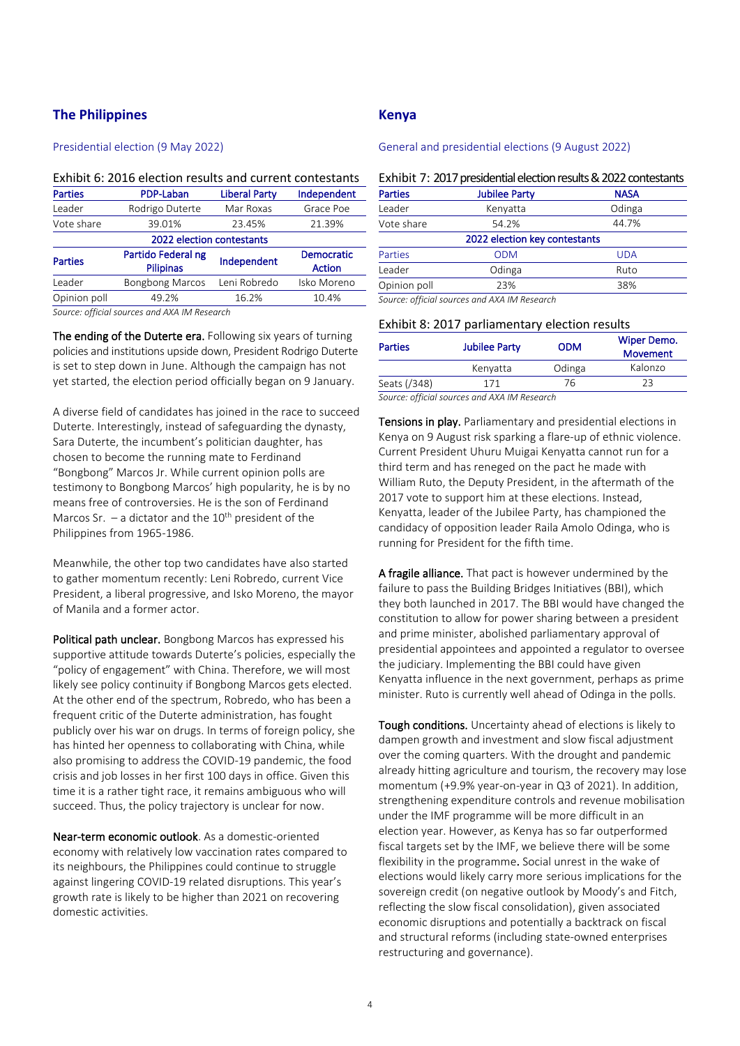## The Philippines

### Presidential election (9 May 2022)

Exhibit 6: 2016 election results and current contestants

| Parties | PDP-Laban | Liberal Party | Independent |
|---|---|---|---|
| Leader | Rodrigo Duterte | Mar Roxas | Grace Poe |
| Vote share | 39.01% | 23.45% | 21.39% |
| 2022 election contestants | | | |
| Parties | Partido Federal ng Pilipinas | Independent | Democratic Action |
| Leader | Bongbong Marcos | Leni Robredo | Isko Moreno |
| Opinion poll | 49.2% | 16.2% | 10.4% |

*Source: official sources and AXA IM Research*

**The ending of the Duterte era.** Following six years of turning policies and institutions upside down, President Rodrigo Duterte is set to step down in June. Although the campaign has not yet started, the election period officially began on 9 January.

A diverse field of candidates has joined in the race to succeed Duterte. Interestingly, instead of safeguarding the dynasty, Sara Duterte, the incumbent's politician daughter, has chosen to become the running mate to Ferdinand "Bongbong" Marcos Jr. While current opinion polls are testimony to Bongbong Marcos' high popularity, he is by no means free of controversies. He is the son of Ferdinand Marcos Sr. – a dictator and the 10th president of the Philippines from 1965-1986.

Meanwhile, the other top two candidates have also started to gather momentum recently: Leni Robredo, current Vice President, a liberal progressive, and Isko Moreno, the mayor of Manila and a former actor.

**Political path unclear.** Bongbong Marcos has expressed his supportive attitude towards Duterte's policies, especially the "policy of engagement" with China. Therefore, we will most likely see policy continuity if Bongbong Marcos gets elected. At the other end of the spectrum, Robredo, who has been a frequent critic of the Duterte administration, has fought publicly over his war on drugs. In terms of foreign policy, she has hinted her openness to collaborating with China, while also promising to address the COVID-19 pandemic, the food crisis and job losses in her first 100 days in office. Given this time it is a rather tight race, it remains ambiguous who will succeed. Thus, the policy trajectory is unclear for now.

**Near-term economic outlook**. As a domestic-oriented economy with relatively low vaccination rates compared to its neighbours, the Philippines could continue to struggle against lingering COVID-19 related disruptions. This year's growth rate is likely to be higher than 2021 on recovering domestic activities.

## Kenya

### General and presidential elections (9 August 2022)

Exhibit 7: 2017 presidential election results & 2022 contestants

| Parties | Jubilee Party | NASA |
|---|---|---|
| Leader | Kenyatta | Odinga |
| Vote share | 54.2% | 44.7% |
| 2022 election key contestants | | |
| Parties | ODM | UDA |
| Leader | Odinga | Ruto |
| Opinion poll | 23% | 38% |

*Source: official sources and AXA IM Research*

Exhibit 8: 2017 parliamentary election results

| Parties | Jubilee Party | ODM | Wiper Demo. Movement |
|---|---|---|---|
| | Kenyatta | Odinga | Kalonzo |
| Seats (/348) | 171 | 76 | 23 |

*Source: official sources and AXA IM Research*

**Tensions in play.** Parliamentary and presidential elections in Kenya on 9 August risk sparking a flare-up of ethnic violence. Current President Uhuru Muigai Kenyatta cannot run for a third term and has reneged on the pact he made with William Ruto, the Deputy President, in the aftermath of the 2017 vote to support him at these elections. Instead, Kenyatta, leader of the Jubilee Party, has championed the candidacy of opposition leader Raila Amolo Odinga, who is running for President for the fifth time.

**A fragile alliance.** That pact is however undermined by the failure to pass the Building Bridges Initiatives (BBI), which they both launched in 2017. The BBI would have changed the constitution to allow for power sharing between a president and prime minister, abolished parliamentary approval of presidential appointees and appointed a regulator to oversee the judiciary. Implementing the BBI could have given Kenyatta influence in the next government, perhaps as prime minister. Ruto is currently well ahead of Odinga in the polls.

**Tough conditions.** Uncertainty ahead of elections is likely to dampen growth and investment and slow fiscal adjustment over the coming quarters. With the drought and pandemic already hitting agriculture and tourism, the recovery may lose momentum (+9.9% year-on-year in Q3 of 2021). In addition, strengthening expenditure controls and revenue mobilisation under the IMF programme will be more difficult in an election year. However, as Kenya has so far outperformed fiscal targets set by the IMF, we believe there will be some flexibility in the programme. Social unrest in the wake of elections would likely carry more serious implications for the sovereign credit (on negative outlook by Moody's and Fitch, reflecting the slow fiscal consolidation), given associated economic disruptions and potentially a backtrack on fiscal and structural reforms (including state-owned enterprises restructuring and governance).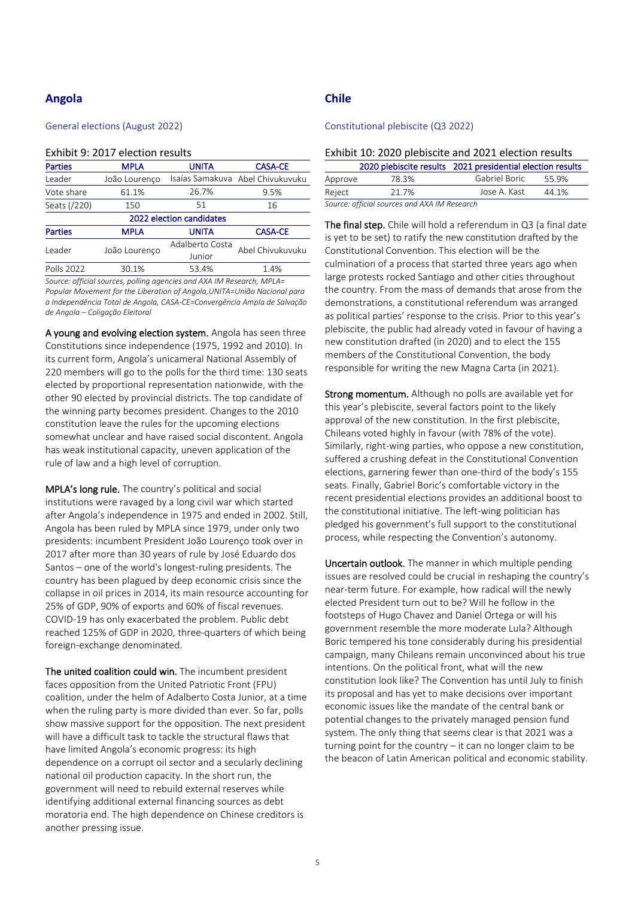## Angola

General elections (August 2022)

Exhibit 9: 2017 election results

| Parties | MPLA | UNITA | CASA-CE |
|---|---|---|---|
| Leader | João Lourenço | Isaías Samakuva | Abel Chivukuvuku |
| Vote share | 61.1% | 26.7% | 9.5% |
| Seats (/220) | 150 | 51 | 16 |
| 2022 election candidates | | | |
| Parties | MPLA | UNITA | CASA-CE |
| Leader | João Lourenço | Adalberto Costa Junior | Abel Chivukuvuku |
| Polls 2022 | 30.1% | 53.4% | 1.4% |

*Source: official sources, polling agencies and AXA IM Research, MPLA= Popular Movement for the Liberation of Angola, UNITA=União Nacional para a Independência Total de Angola, CASA-CE=Convergência Ampla de Salvação de Angola – Coligação Eleitoral*

**A young and evolving election system.** Angola has seen three Constitutions since independence (1975, 1992 and 2010). In its current form, Angola's unicameral National Assembly of 220 members will go to the polls for the third time: 130 seats elected by proportional representation nationwide, with the other 90 elected by provincial districts. The top candidate of the winning party becomes president. Changes to the 2010 constitution leave the rules for the upcoming elections somewhat unclear and have raised social discontent. Angola has weak institutional capacity, uneven application of the rule of law and a high level of corruption.

**MPLA's long rule.** The country's political and social institutions were ravaged by a long civil war which started after Angola's independence in 1975 and ended in 2002. Still, Angola has been ruled by MPLA since 1979, under only two presidents: incumbent President João Lourenço took over in 2017 after more than 30 years of rule by José Eduardo dos Santos – one of the world's longest-ruling presidents. The country has been plagued by deep economic crisis since the collapse in oil prices in 2014, its main resource accounting for 25% of GDP, 90% of exports and 60% of fiscal revenues. COVID-19 has only exacerbated the problem. Public debt reached 125% of GDP in 2020, three-quarters of which being foreign-exchange denominated.

**The united coalition could win.** The incumbent president faces opposition from the United Patriotic Front (FPU) coalition, under the helm of Adalberto Costa Junior, at a time when the ruling party is more divided than ever. So far, polls show massive support for the opposition. The next president will have a difficult task to tackle the structural flaws that have limited Angola's economic progress: its high dependence on a corrupt oil sector and a secularly declining national oil production capacity. In the short run, the government will need to rebuild external reserves while identifying additional external financing sources as debt moratoria end. The high dependence on Chinese creditors is another pressing issue.

## Chile

Constitutional plebiscite (Q3 2022)

Exhibit 10: 2020 plebiscite and 2021 election results

| | 2020 plebiscite results | 2021 presidential election results | |
|---|---|---|---|
| Approve | 78.3% | Gabriel Boric | 55.9% |
| Reject | 21.7% | Jose A. Kast | 44.1% |

*Source: official sources and AXA IM Research*

**The final step.** Chile will hold a referendum in Q3 (a final date is yet to be set) to ratify the new constitution drafted by the Constitutional Convention. This election will be the culmination of a process that started three years ago when large protests rocked Santiago and other cities throughout the country. From the mass of demands that arose from the demonstrations, a constitutional referendum was arranged as political parties' response to the crisis. Prior to this year's plebiscite, the public had already voted in favour of having a new constitution drafted (in 2020) and to elect the 155 members of the Constitutional Convention, the body responsible for writing the new Magna Carta (in 2021).

**Strong momentum.** Although no polls are available yet for this year's plebiscite, several factors point to the likely approval of the new constitution. In the first plebiscite, Chileans voted highly in favour (with 78% of the vote). Similarly, right-wing parties, who oppose a new constitution, suffered a crushing defeat in the Constitutional Convention elections, garnering fewer than one-third of the body's 155 seats. Finally, Gabriel Boric's comfortable victory in the recent presidential elections provides an additional boost to the constitutional initiative. The left-wing politician has pledged his government's full support to the constitutional process, while respecting the Convention's autonomy.

**Uncertain outlook.** The manner in which multiple pending issues are resolved could be crucial in reshaping the country's near-term future. For example, how radical will the newly elected President turn out to be? Will he follow in the footsteps of Hugo Chavez and Daniel Ortega or will his government resemble the more moderate Lula? Although Boric tempered his tone considerably during his presidential campaign, many Chileans remain unconvinced about his true intentions. On the political front, what will the new constitution look like? The Convention has until July to finish its proposal and has yet to make decisions over important economic issues like the mandate of the central bank or potential changes to the privately managed pension fund system. The only thing that seems clear is that 2021 was a turning point for the country – it can no longer claim to be the beacon of Latin American political and economic stability.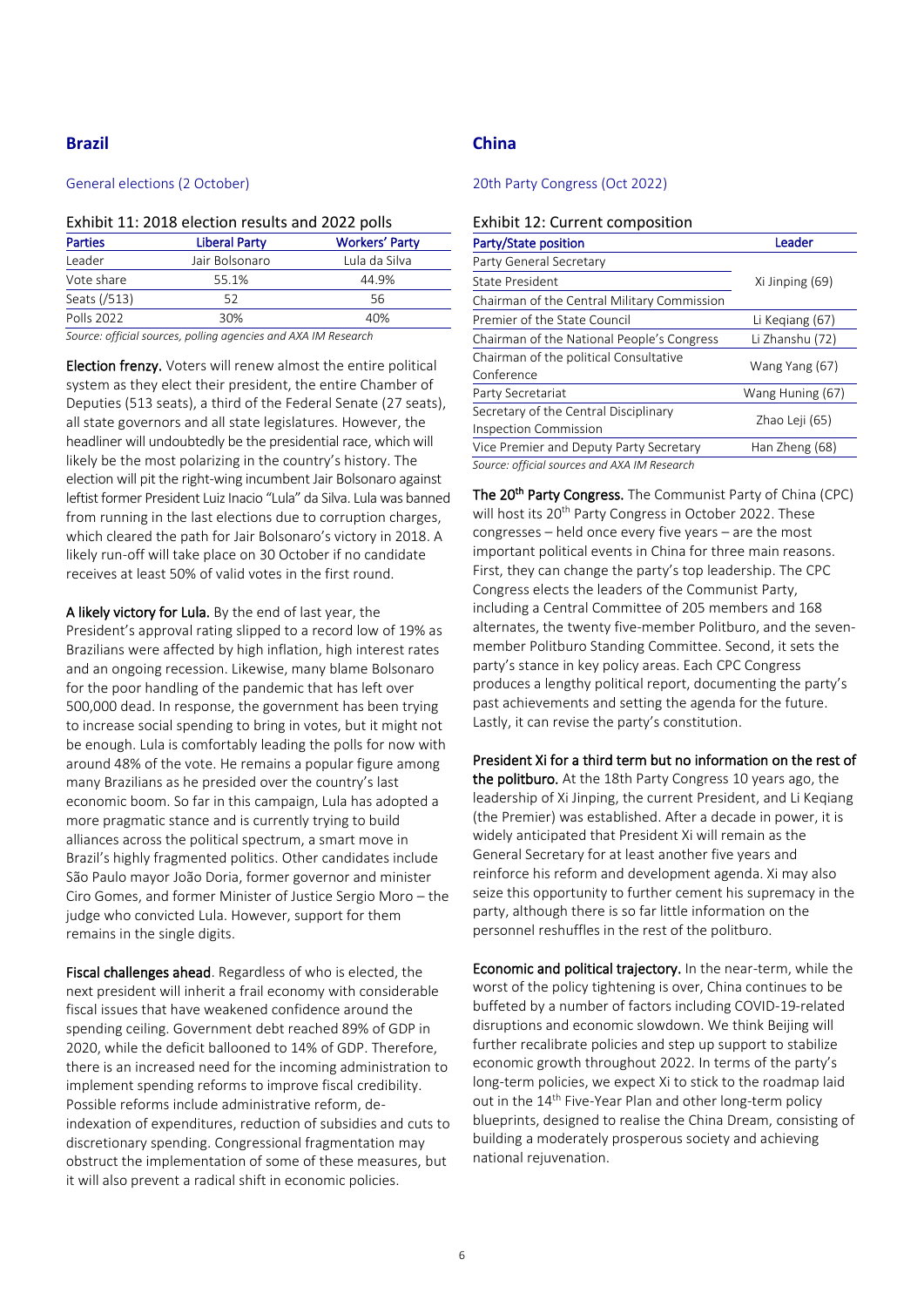## Brazil

General elections (2 October)

Exhibit 11: 2018 election results and 2022 polls

| Parties | Liberal Party | Workers' Party |
|---|---|---|
| Leader | Jair Bolsonaro | Lula da Silva |
| Vote share | 55.1% | 44.9% |
| Seats (/513) | 52 | 56 |
| Polls 2022 | 30% | 40% |

*Source: official sources, polling agencies and AXA IM Research*

**Election frenzy.** Voters will renew almost the entire political system as they elect their president, the entire Chamber of Deputies (513 seats), a third of the Federal Senate (27 seats), all state governors and all state legislatures. However, the headliner will undoubtedly be the presidential race, which will likely be the most polarizing in the country's history. The election will pit the right-wing incumbent Jair Bolsonaro against leftist former President Luiz Inacio "Lula" da Silva. Lula was banned from running in the last elections due to corruption charges, which cleared the path for Jair Bolsonaro's victory in 2018. A likely run-off will take place on 30 October if no candidate receives at least 50% of valid votes in the first round.

**A likely victory for Lula.** By the end of last year, the President's approval rating slipped to a record low of 19% as Brazilians were affected by high inflation, high interest rates and an ongoing recession. Likewise, many blame Bolsonaro for the poor handling of the pandemic that has left over 500,000 dead. In response, the government has been trying to increase social spending to bring in votes, but it might not be enough. Lula is comfortably leading the polls for now with around 48% of the vote. He remains a popular figure among many Brazilians as he presided over the country's last economic boom. So far in this campaign, Lula has adopted a more pragmatic stance and is currently trying to build alliances across the political spectrum, a smart move in Brazil's highly fragmented politics. Other candidates include São Paulo mayor João Doria, former governor and minister Ciro Gomes, and former Minister of Justice Sergio Moro – the judge who convicted Lula. However, support for them remains in the single digits.

**Fiscal challenges ahead**. Regardless of who is elected, the next president will inherit a frail economy with considerable fiscal issues that have weakened confidence around the spending ceiling. Government debt reached 89% of GDP in 2020, while the deficit ballooned to 14% of GDP. Therefore, there is an increased need for the incoming administration to implement spending reforms to improve fiscal credibility. Possible reforms include administrative reform, de-indexation of expenditures, reduction of subsidies and cuts to discretionary spending. Congressional fragmentation may obstruct the implementation of some of these measures, but it will also prevent a radical shift in economic policies.

## China

20th Party Congress (Oct 2022)

Exhibit 12: Current composition

| Party/State position | Leader |
|---|---|
| Party General Secretary | Xi Jinping (69) |
| State President | Xi Jinping (69) |
| Chairman of the Central Military Commission | Xi Jinping (69) |
| Premier of the State Council | Li Keqiang (67) |
| Chairman of the National People's Congress | Li Zhanshu (72) |
| Chairman of the political Consultative Conference | Wang Yang (67) |
| Party Secretariat | Wang Huning (67) |
| Secretary of the Central Disciplinary Inspection Commission | Zhao Leji (65) |
| Vice Premier and Deputy Party Secretary | Han Zheng (68) |

*Source: official sources and AXA IM Research*

**The 20th Party Congress.** The Communist Party of China (CPC) will host its 20th Party Congress in October 2022. These congresses – held once every five years – are the most important political events in China for three main reasons. First, they can change the party's top leadership. The CPC Congress elects the leaders of the Communist Party, including a Central Committee of 205 members and 168 alternates, the twenty five-member Politburo, and the seven-member Politburo Standing Committee. Second, it sets the party's stance in key policy areas. Each CPC Congress produces a lengthy political report, documenting the party's past achievements and setting the agenda for the future. Lastly, it can revise the party's constitution.

**President Xi for a third term but no information on the rest of the politburo.** At the 18th Party Congress 10 years ago, the leadership of Xi Jinping, the current President, and Li Keqiang (the Premier) was established. After a decade in power, it is widely anticipated that President Xi will remain as the General Secretary for at least another five years and reinforce his reform and development agenda. Xi may also seize this opportunity to further cement his supremacy in the party, although there is so far little information on the personnel reshuffles in the rest of the politburo.

**Economic and political trajectory.** In the near-term, while the worst of the policy tightening is over, China continues to be buffeted by a number of factors including COVID-19-related disruptions and economic slowdown. We think Beijing will further recalibrate policies and step up support to stabilize economic growth throughout 2022. In terms of the party's long-term policies, we expect Xi to stick to the roadmap laid out in the 14th Five-Year Plan and other long-term policy blueprints, designed to realise the China Dream, consisting of building a moderately prosperous society and achieving national rejuvenation.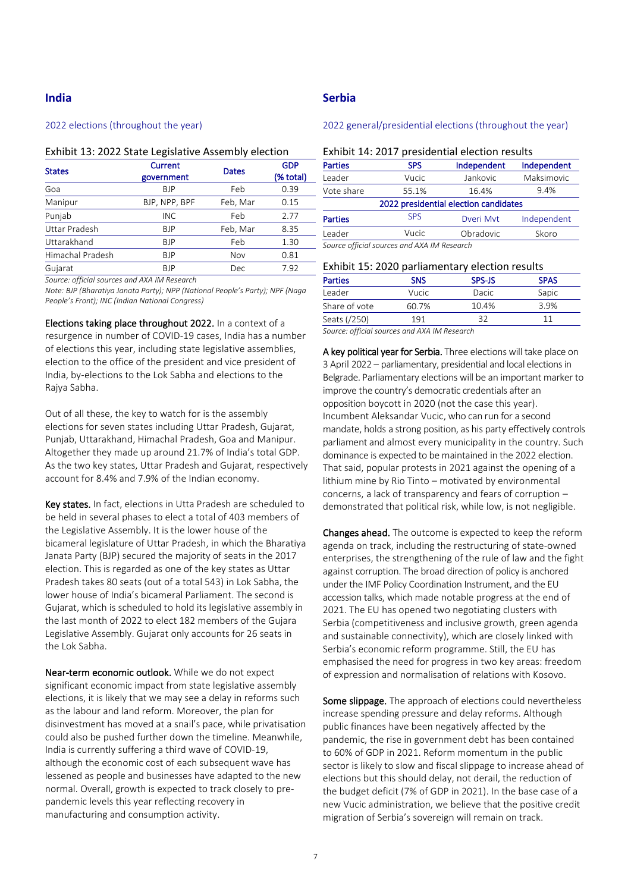## India

2022 elections (throughout the year)

Exhibit 13: 2022 State Legislative Assembly election

| States | Current government | Dates | GDP (% total) |
|---|---|---|---|
| Goa | BJP | Feb | 0.39 |
| Manipur | BJP, NPP, BPF | Feb, Mar | 0.15 |
| Punjab | INC | Feb | 2.77 |
| Uttar Pradesh | BJP | Feb, Mar | 8.35 |
| Uttarakhand | BJP | Feb | 1.30 |
| Himachal Pradesh | BJP | Nov | 0.81 |
| Gujarat | BJP | Dec | 7.92 |

*Source: official sources and AXA IM Research*

*Note: BJP (Bharatiya Janata Party); NPP (National People's Party); NPF (Naga People's Front); INC (Indian National Congress)*

**Elections taking place throughout 2022.** In a context of a resurgence in number of COVID-19 cases, India has a number of elections this year, including state legislative assemblies, election to the office of the president and vice president of India, by-elections to the Lok Sabha and elections to the Rajya Sabha.

Out of all these, the key to watch for is the assembly elections for seven states including Uttar Pradesh, Gujarat, Punjab, Uttarakhand, Himachal Pradesh, Goa and Manipur. Altogether they made up around 21.7% of India's total GDP. As the two key states, Uttar Pradesh and Gujarat, respectively account for 8.4% and 7.9% of the Indian economy.

**Key states.** In fact, elections in Utta Pradesh are scheduled to be held in several phases to elect a total of 403 members of the Legislative Assembly. It is the lower house of the bicameral legislature of Uttar Pradesh, in which the Bharatiya Janata Party (BJP) secured the majority of seats in the 2017 election. This is regarded as one of the key states as Uttar Pradesh takes 80 seats (out of a total 543) in Lok Sabha, the lower house of India's bicameral Parliament. The second is Gujarat, which is scheduled to hold its legislative assembly in the last month of 2022 to elect 182 members of the Gujara Legislative Assembly. Gujarat only accounts for 26 seats in the Lok Sabha.

**Near-term economic outlook.** While we do not expect significant economic impact from state legislative assembly elections, it is likely that we may see a delay in reforms such as the labour and land reform. Moreover, the plan for disinvestment has moved at a snail's pace, while privatisation could also be pushed further down the timeline. Meanwhile, India is currently suffering a third wave of COVID-19, although the economic cost of each subsequent wave has lessened as people and businesses have adapted to the new normal. Overall, growth is expected to track closely to pre-pandemic levels this year reflecting recovery in manufacturing and consumption activity.

## Serbia

2022 general/presidential elections (throughout the year)

Exhibit 14: 2017 presidential election results

| Parties | SPS | Independent | Independent |
|---|---|---|---|
| Leader | Vucic | Jankovic | Maksimovic |
| Vote share | 55.1% | 16.4% | 9.4% |
| **2022 presidential election candidates** | | | |
| Parties | SPS | Dveri Mvt | Independent |
| Leader | Vucic | Obradovic | Skoro |

*Source official sources and AXA IM Research*

Exhibit 15: 2020 parliamentary election results

| Parties | SNS | SPS-JS | SPAS |
|---|---|---|---|
| Leader | Vucic | Dacic | Sapic |
| Share of vote | 60.7% | 10.4% | 3.9% |
| Seats (/250) | 191 | 32 | 11 |

*Source: official sources and AXA IM Research*

**A key political year for Serbia.** Three elections will take place on 3 April 2022 – parliamentary, presidential and local elections in Belgrade. Parliamentary elections will be an important marker to improve the country's democratic credentials after an opposition boycott in 2020 (not the case this year). Incumbent Aleksandar Vucic, who can run for a second mandate, holds a strong position, as his party effectively controls parliament and almost every municipality in the country. Such dominance is expected to be maintained in the 2022 election. That said, popular protests in 2021 against the opening of a lithium mine by Rio Tinto – motivated by environmental concerns, a lack of transparency and fears of corruption – demonstrated that political risk, while low, is not negligible.

**Changes ahead.** The outcome is expected to keep the reform agenda on track, including the restructuring of state-owned enterprises, the strengthening of the rule of law and the fight against corruption. The broad direction of policy is anchored under the IMF Policy Coordination Instrument, and the EU accession talks, which made notable progress at the end of 2021. The EU has opened two negotiating clusters with Serbia (competitiveness and inclusive growth, green agenda and sustainable connectivity), which are closely linked with Serbia's economic reform programme. Still, the EU has emphasised the need for progress in two key areas: freedom of expression and normalisation of relations with Kosovo.

**Some slippage.** The approach of elections could nevertheless increase spending pressure and delay reforms. Although public finances have been negatively affected by the pandemic, the rise in government debt has been contained to 60% of GDP in 2021. Reform momentum in the public sector is likely to slow and fiscal slippage to increase ahead of elections but this should delay, not derail, the reduction of the budget deficit (7% of GDP in 2021). In the base case of a new Vucic administration, we believe that the positive credit migration of Serbia's sovereign will remain on track.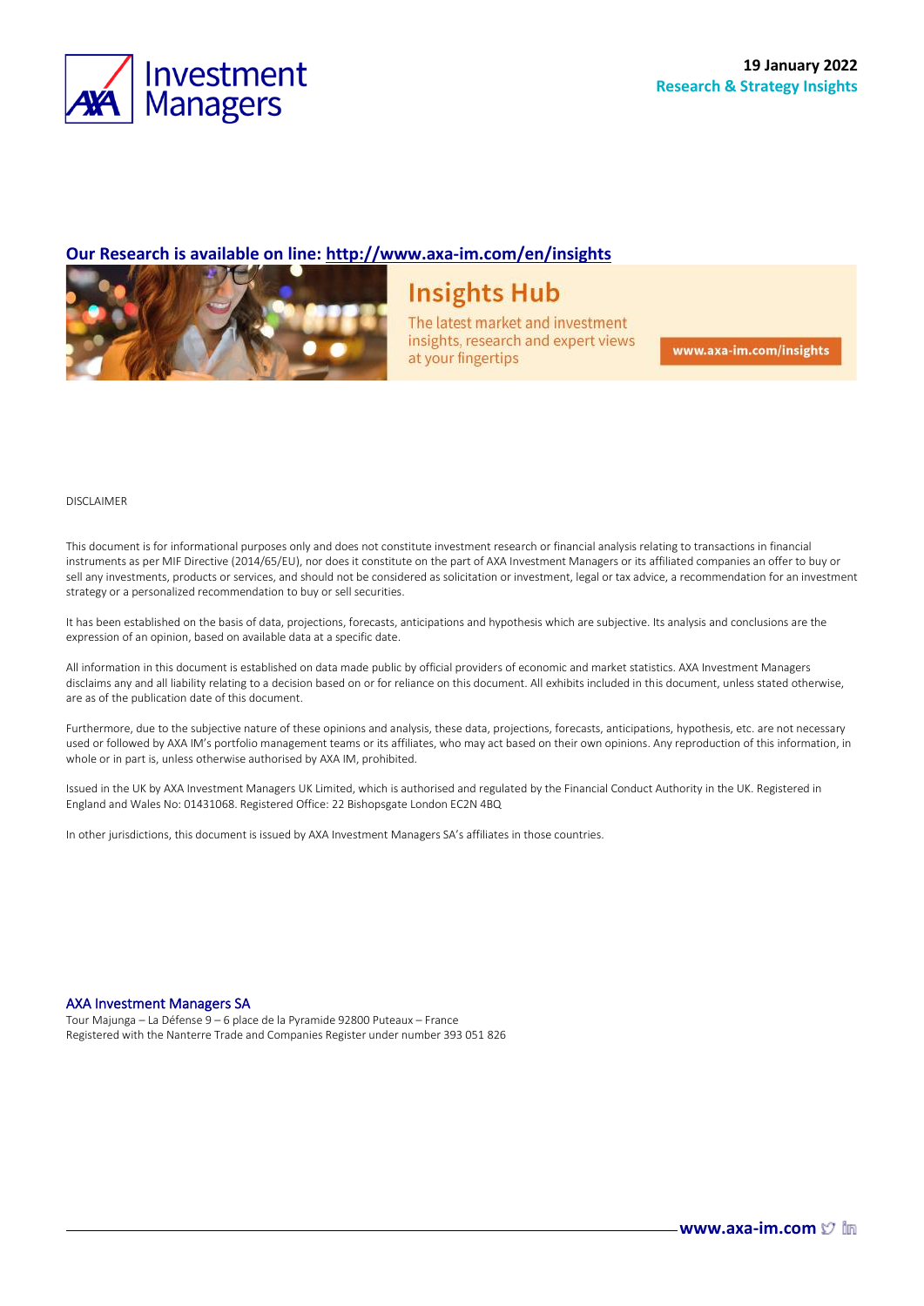19 January 2022
Research & Strategy Insights

**Our Research is available on line: [http://www.axa-im.com/en/insights](http://www.axa-im.com/en/insights)**

## Insights Hub

The latest market and investment insights, research and expert views at your fingertips

www.axa-im.com/insights

DISCLAIMER

This document is for informational purposes only and does not constitute investment research or financial analysis relating to transactions in financial instruments as per MIF Directive (2014/65/EU), nor does it constitute on the part of AXA Investment Managers or its affiliated companies an offer to buy or sell any investments, products or services, and should not be considered as solicitation or investment, legal or tax advice, a recommendation for an investment strategy or a personalized recommendation to buy or sell securities.

It has been established on the basis of data, projections, forecasts, anticipations and hypothesis which are subjective. Its analysis and conclusions are the expression of an opinion, based on available data at a specific date.

All information in this document is established on data made public by official providers of economic and market statistics. AXA Investment Managers disclaims any and all liability relating to a decision based on or for reliance on this document. All exhibits included in this document, unless stated otherwise, are as of the publication date of this document.

Furthermore, due to the subjective nature of these opinions and analysis, these data, projections, forecasts, anticipations, hypothesis, etc. are not necessary used or followed by AXA IM's portfolio management teams or its affiliates, who may act based on their own opinions. Any reproduction of this information, in whole or in part is, unless otherwise authorised by AXA IM, prohibited.

Issued in the UK by AXA Investment Managers UK Limited, which is authorised and regulated by the Financial Conduct Authority in the UK. Registered in England and Wales No: 01431068. Registered Office: 22 Bishopsgate London EC2N 4BQ

In other jurisdictions, this document is issued by AXA Investment Managers SA's affiliates in those countries.

AXA Investment Managers SA
Tour Majunga – La Défense 9 – 6 place de la Pyramide 92800 Puteaux – France
Registered with the Nanterre Trade and Companies Register under number 393 051 826

**www.axa-im.com**